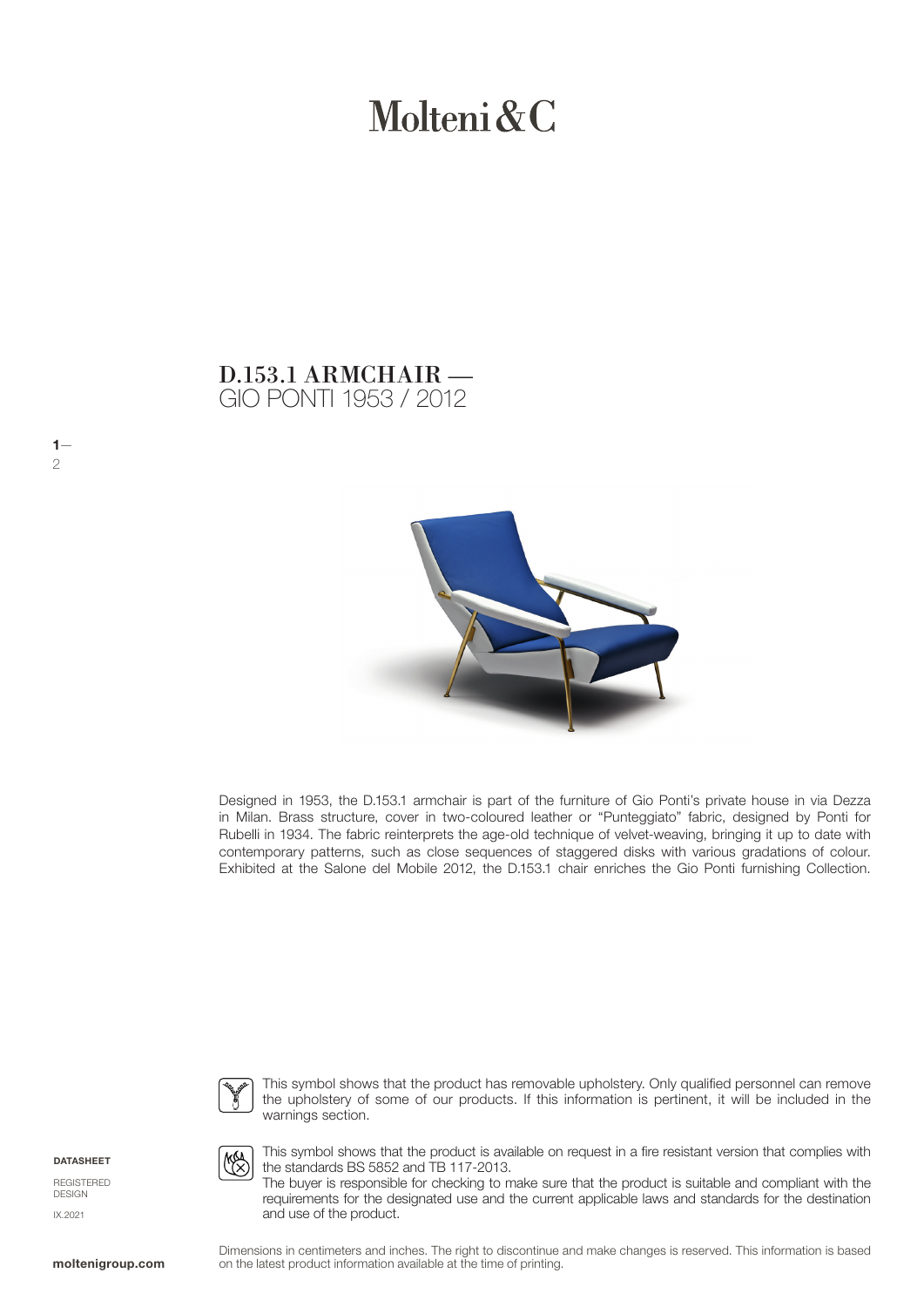# Molteni&C

## D.153.1 ARMCHAIR — GIO PONTI 1953 / 2012

Designed in 1953, the D.153.1 armchair is part of the furniture of Gio Ponti's private house in via Dezza in Milan. Brass structure, cover in two-coloured leather or "Punteggiato" fabric, designed by Ponti for Rubelli in 1934. The fabric reinterprets the age-old technique of velvet-weaving, bringing it up to date with contemporary patterns, such as close sequences of staggered disks with various gradations of colour. Exhibited at the Salone del Mobile 2012, the D.153.1 chair enriches the Gio Ponti furnishing Collection.

This symbol shows that the product has removable upholstery. Only qualified personnel can remove the upholstery of some of our products. If this information is pertinent, it will be included in the warnings section.

This symbol shows that the product is available on request in a fire resistant version that complies with the standards BS 5852 and TB 117-2013.
The buyer is responsible for checking to make sure that the product is suitable and compliant with the requirements for the designated use and the current applicable laws and standards for the destination and use of the product.

**DATASHEET**

REGISTERED DESIGN

IX.2021

Dimensions in centimeters and inches. The right to discontinue and make changes is reserved. This information is based on the latest product information available at the time of printing.

**moltenigroup.com**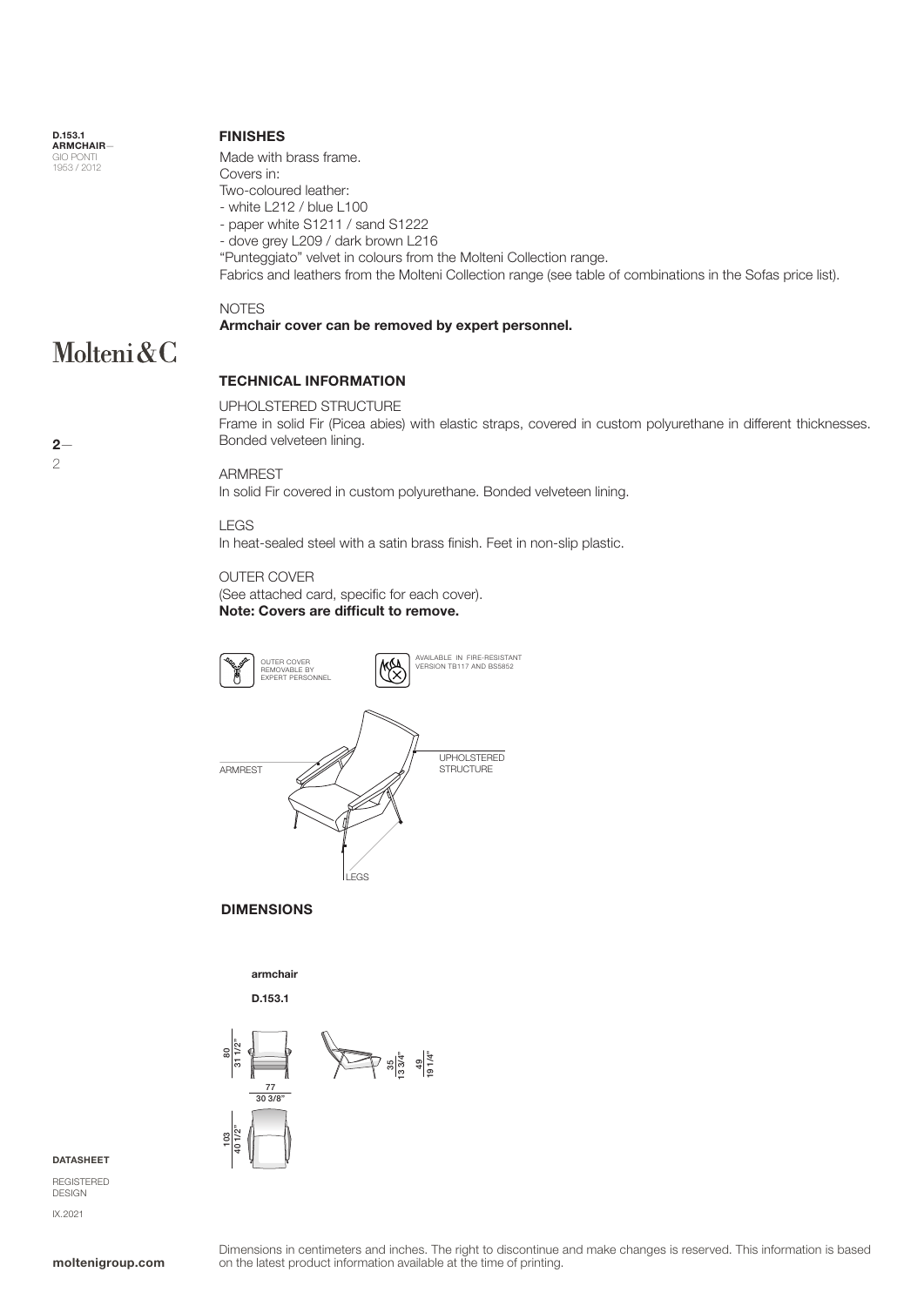D.153.1
**ARMCHAIR**—
GIO PONTI
1953 / 2012

Molteni&C

## FINISHES

Made with brass frame.
Covers in:
Two-coloured leather:
- white L212 / blue L100
- paper white S1211 / sand S1222
- dove grey L209 / dark brown L216

"Punteggiato" velvet in colours from the Molteni Collection range.
Fabrics and leathers from the Molteni Collection range (see table of combinations in the Sofas price list).

NOTES
**Armchair cover can be removed by expert personnel.**

## TECHNICAL INFORMATION

UPHOLSTERED STRUCTURE
Frame in solid Fir (Picea abies) with elastic straps, covered in custom polyurethane in different thicknesses. Bonded velveteen lining.

ARMREST
In solid Fir covered in custom polyurethane. Bonded velveteen lining.

LEGS
In heat-sealed steel with a satin brass finish. Feet in non-slip plastic.

OUTER COVER
(See attached card, specific for each cover).
**Note: Covers are difficult to remove.**

OUTER COVER REMOVABLE BY EXPERT PERSONNEL

AVAILABLE IN FIRE-RESISTANT VERSION TB117 AND BS5852

ARMREST
UPHOLSTERED STRUCTURE
LEGS

## DIMENSIONS

**armchair**

**D.153.1**

80
31 1/2"
77
30 3/8"
103
40 1/2"
35
13 3/4"
49
19 1/4"

**DATASHEET**

REGISTERED DESIGN

IX.2021

**moltenigroup.com**

Dimensions in centimeters and inches. The right to discontinue and make changes is reserved. This information is based on the latest product information available at the time of printing.